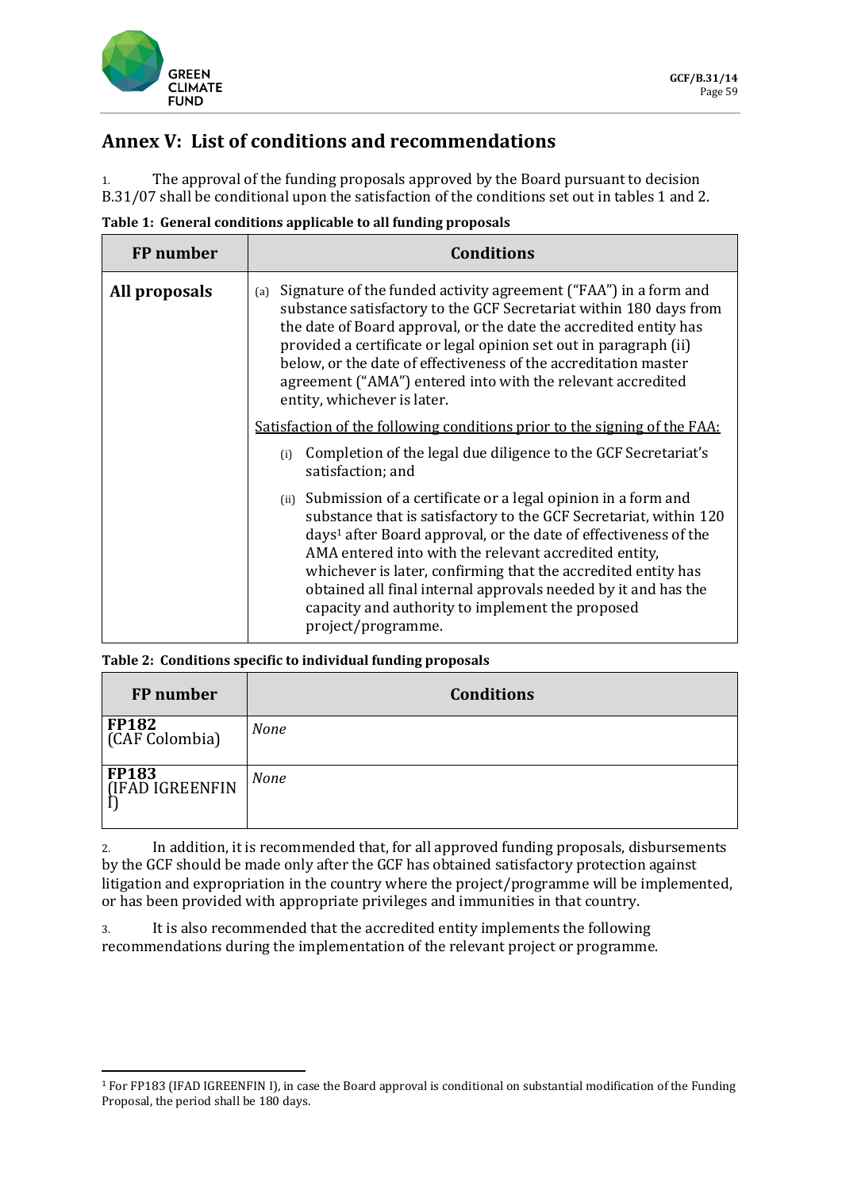# Annex V: List of conditions and recommendations

1. The approval of the funding proposals approved by the Board pursuant to decision B.31/07 shall be conditional upon the satisfaction of the conditions set out in tables 1 and 2.

**Table 1: General conditions applicable to all funding proposals**

| FP number | Conditions |
|---|---|
| **All proposals** | (a) Signature of the funded activity agreement ("FAA") in a form and substance satisfactory to the GCF Secretariat within 180 days from the date of Board approval, or the date the accredited entity has provided a certificate or legal opinion set out in paragraph (ii) below, or the date of effectiveness of the accreditation master agreement ("AMA") entered into with the relevant accredited entity, whichever is later. |
| | Satisfaction of the following conditions prior to the signing of the FAA: |
| | (i) Completion of the legal due diligence to the GCF Secretariat's satisfaction; and |
| | (ii) Submission of a certificate or a legal opinion in a form and substance that is satisfactory to the GCF Secretariat, within 120 days[1] after Board approval, or the date of effectiveness of the AMA entered into with the relevant accredited entity, whichever is later, confirming that the accredited entity has obtained all final internal approvals needed by it and has the capacity and authority to implement the proposed project/programme. |

**Table 2: Conditions specific to individual funding proposals**

| FP number | Conditions |
|---|---|
| **FP182** (CAF Colombia) | *None* |
| **FP183** (IFAD IGREENFIN I) | *None* |

2. In addition, it is recommended that, for all approved funding proposals, disbursements by the GCF should be made only after the GCF has obtained satisfactory protection against litigation and expropriation in the country where the project/programme will be implemented, or has been provided with appropriate privileges and immunities in that country.

3. It is also recommended that the accredited entity implements the following recommendations during the implementation of the relevant project or programme.

[1] For FP183 (IFAD IGREENFIN I), in case the Board approval is conditional on substantial modification of the Funding Proposal, the period shall be 180 days.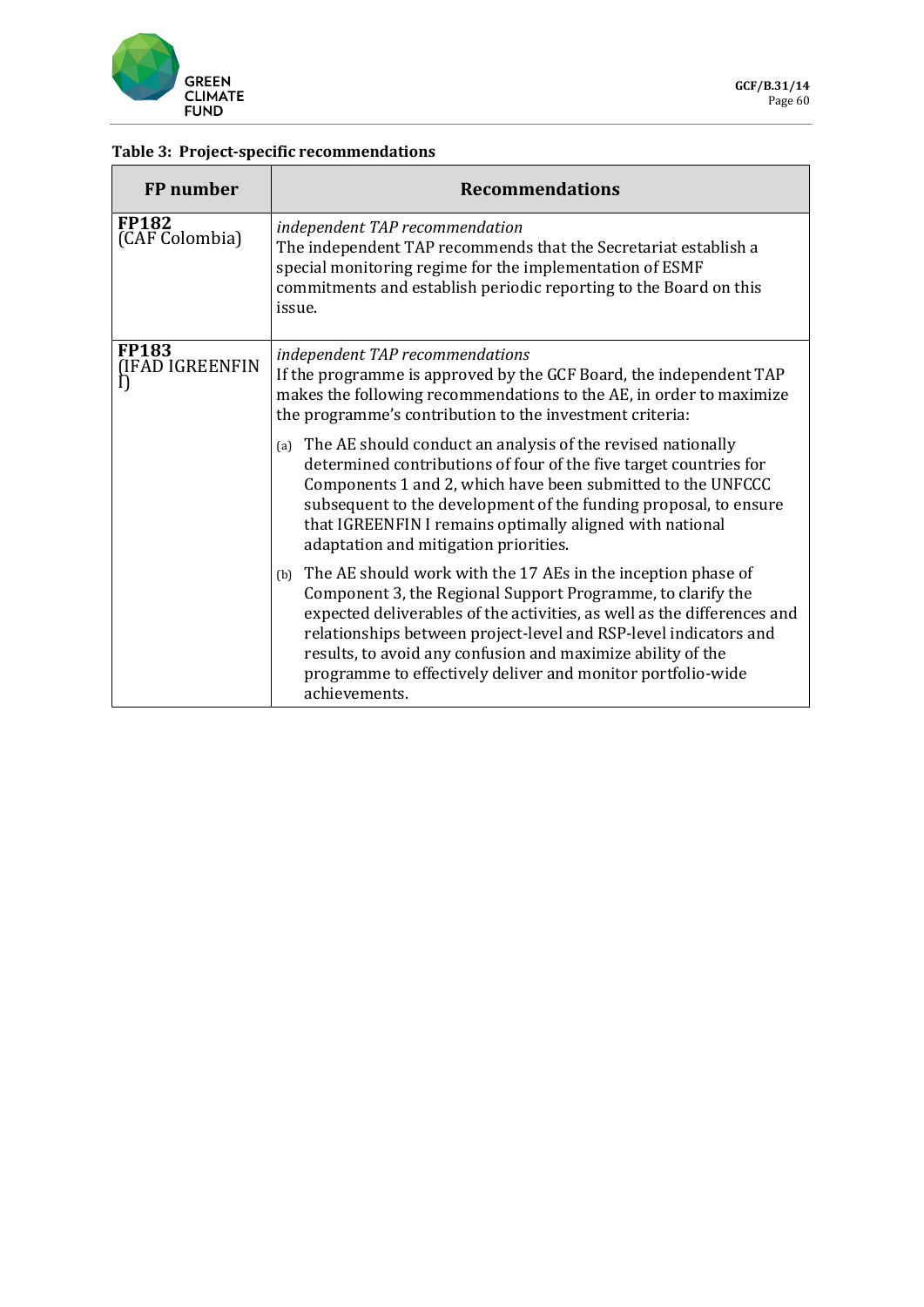**Table 3: Project-specific recommendations**

| FP number | Recommendations |
|---|---|
| **FP182** (CAF Colombia) | *independent TAP recommendation* The independent TAP recommends that the Secretariat establish a special monitoring regime for the implementation of ESMF commitments and establish periodic reporting to the Board on this issue. |
| **FP183** (IFAD IGREENFIN I) | *independent TAP recommendations* If the programme is approved by the GCF Board, the independent TAP makes the following recommendations to the AE, in order to maximize the programme's contribution to the investment criteria: (a) The AE should conduct an analysis of the revised nationally determined contributions of four of the five target countries for Components 1 and 2, which have been submitted to the UNFCCC subsequent to the development of the funding proposal, to ensure that IGREENFIN I remains optimally aligned with national adaptation and mitigation priorities. (b) The AE should work with the 17 AEs in the inception phase of Component 3, the Regional Support Programme, to clarify the expected deliverables of the activities, as well as the differences and relationships between project-level and RSP-level indicators and results, to avoid any confusion and maximize ability of the programme to effectively deliver and monitor portfolio-wide achievements. |